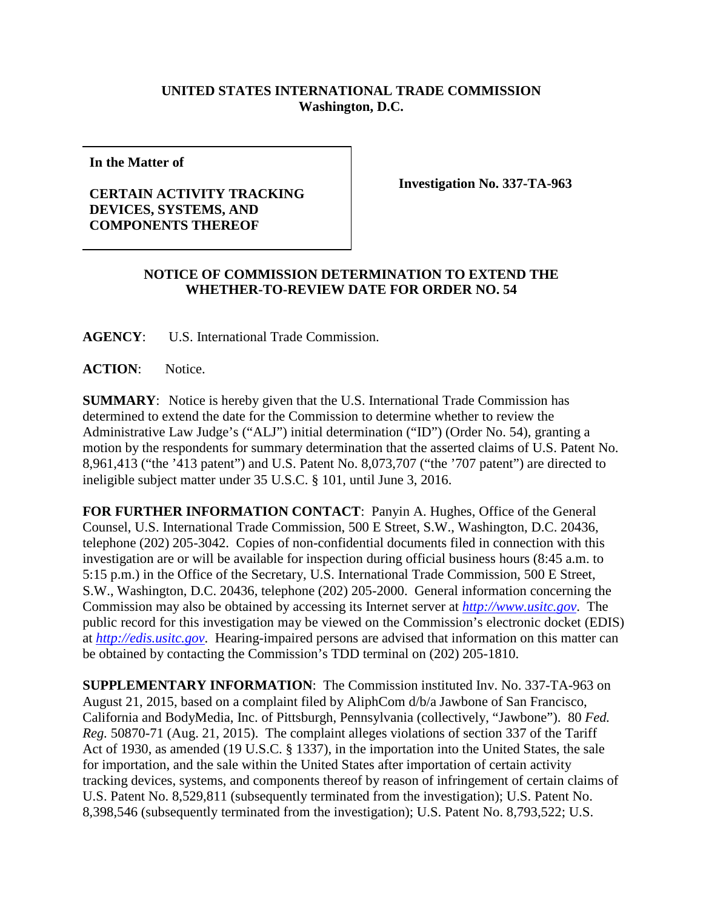**UNITED STATES INTERNATIONAL TRADE COMMISSION**
**Washington, D.C.**

| | |
|---|---|
| **In the Matter of**<br><br>**CERTAIN ACTIVITY TRACKING DEVICES, SYSTEMS, AND COMPONENTS THEREOF** | **Investigation No. 337-TA-963** |

**NOTICE OF COMMISSION DETERMINATION TO EXTEND THE WHETHER-TO-REVIEW DATE FOR ORDER NO. 54**

**AGENCY**: U.S. International Trade Commission.

**ACTION**: Notice.

**SUMMARY**: Notice is hereby given that the U.S. International Trade Commission has determined to extend the date for the Commission to determine whether to review the Administrative Law Judge's ("ALJ") initial determination ("ID") (Order No. 54), granting a motion by the respondents for summary determination that the asserted claims of U.S. Patent No. 8,961,413 ("the '413 patent") and U.S. Patent No. 8,073,707 ("the '707 patent") are directed to ineligible subject matter under 35 U.S.C. § 101, until June 3, 2016.

**FOR FURTHER INFORMATION CONTACT**: Panyin A. Hughes, Office of the General Counsel, U.S. International Trade Commission, 500 E Street, S.W., Washington, D.C. 20436, telephone (202) 205-3042. Copies of non-confidential documents filed in connection with this investigation are or will be available for inspection during official business hours (8:45 a.m. to 5:15 p.m.) in the Office of the Secretary, U.S. International Trade Commission, 500 E Street, S.W., Washington, D.C. 20436, telephone (202) 205-2000. General information concerning the Commission may also be obtained by accessing its Internet server at *http://www.usitc.gov*. The public record for this investigation may be viewed on the Commission's electronic docket (EDIS) at *http://edis.usitc.gov*. Hearing-impaired persons are advised that information on this matter can be obtained by contacting the Commission's TDD terminal on (202) 205-1810.

**SUPPLEMENTARY INFORMATION**: The Commission instituted Inv. No. 337-TA-963 on August 21, 2015, based on a complaint filed by AliphCom d/b/a Jawbone of San Francisco, California and BodyMedia, Inc. of Pittsburgh, Pennsylvania (collectively, "Jawbone"). 80 *Fed. Reg.* 50870-71 (Aug. 21, 2015). The complaint alleges violations of section 337 of the Tariff Act of 1930, as amended (19 U.S.C. § 1337), in the importation into the United States, the sale for importation, and the sale within the United States after importation of certain activity tracking devices, systems, and components thereof by reason of infringement of certain claims of U.S. Patent No. 8,529,811 (subsequently terminated from the investigation); U.S. Patent No. 8,398,546 (subsequently terminated from the investigation); U.S. Patent No. 8,793,522; U.S.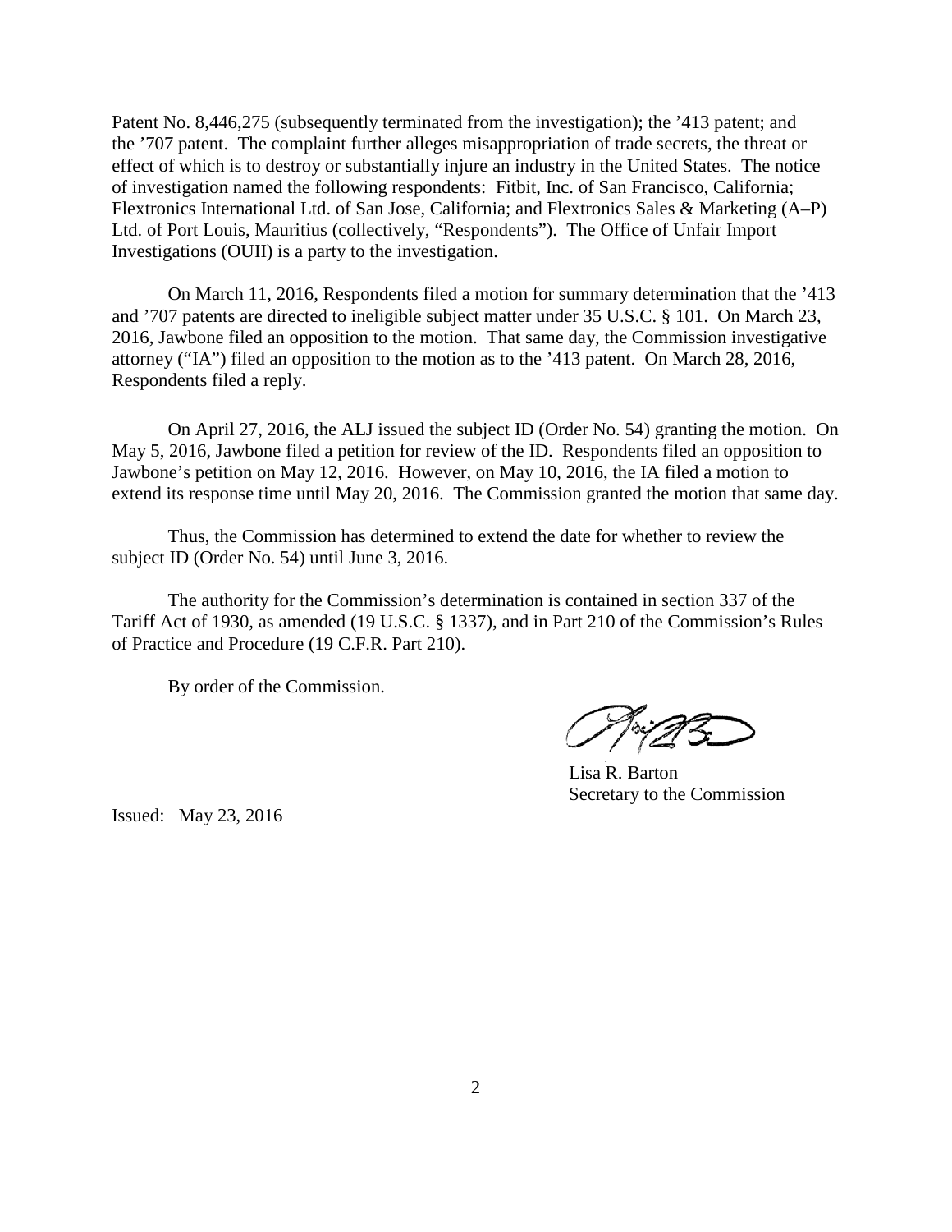Patent No. 8,446,275 (subsequently terminated from the investigation); the '413 patent; and the '707 patent. The complaint further alleges misappropriation of trade secrets, the threat or effect of which is to destroy or substantially injure an industry in the United States. The notice of investigation named the following respondents: Fitbit, Inc. of San Francisco, California; Flextronics International Ltd. of San Jose, California; and Flextronics Sales & Marketing (A–P) Ltd. of Port Louis, Mauritius (collectively, "Respondents"). The Office of Unfair Import Investigations (OUII) is a party to the investigation.

On March 11, 2016, Respondents filed a motion for summary determination that the '413 and '707 patents are directed to ineligible subject matter under 35 U.S.C. § 101. On March 23, 2016, Jawbone filed an opposition to the motion. That same day, the Commission investigative attorney ("IA") filed an opposition to the motion as to the '413 patent. On March 28, 2016, Respondents filed a reply.

On April 27, 2016, the ALJ issued the subject ID (Order No. 54) granting the motion. On May 5, 2016, Jawbone filed a petition for review of the ID. Respondents filed an opposition to Jawbone's petition on May 12, 2016. However, on May 10, 2016, the IA filed a motion to extend its response time until May 20, 2016. The Commission granted the motion that same day.

Thus, the Commission has determined to extend the date for whether to review the subject ID (Order No. 54) until June 3, 2016.

The authority for the Commission's determination is contained in section 337 of the Tariff Act of 1930, as amended (19 U.S.C. § 1337), and in Part 210 of the Commission's Rules of Practice and Procedure (19 C.F.R. Part 210).

By order of the Commission.

Lisa R. Barton
Secretary to the Commission

Issued: May 23, 2016